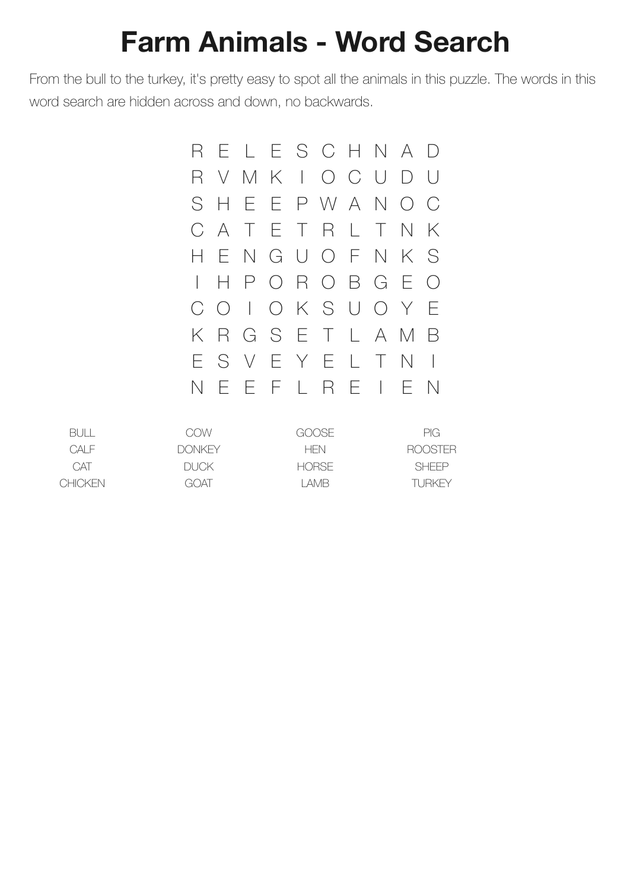# Farm Animals - Word Search

From the bull to the turkey, it's pretty easy to spot all the animals in this puzzle. The words in this word search are hidden across and down, no backwards.

```
R E L E S C H N A D
R V M K I O C U D U
S H E E P W A N O C
C A T E T R L T N K
H E N G U O F N K S
I H P O R O B G E O
C O I O K S U O Y E
K R G S E T L A M B
E S V E Y E L T N I
N E E F L R E I E N
```

| | | | |
|---|---|---|---|
| BULL | COW | GOOSE | PIG |
| CALF | DONKEY | HEN | ROOSTER |
| CAT | DUCK | HORSE | SHEEP |
| CHICKEN | GOAT | LAMB | TURKEY |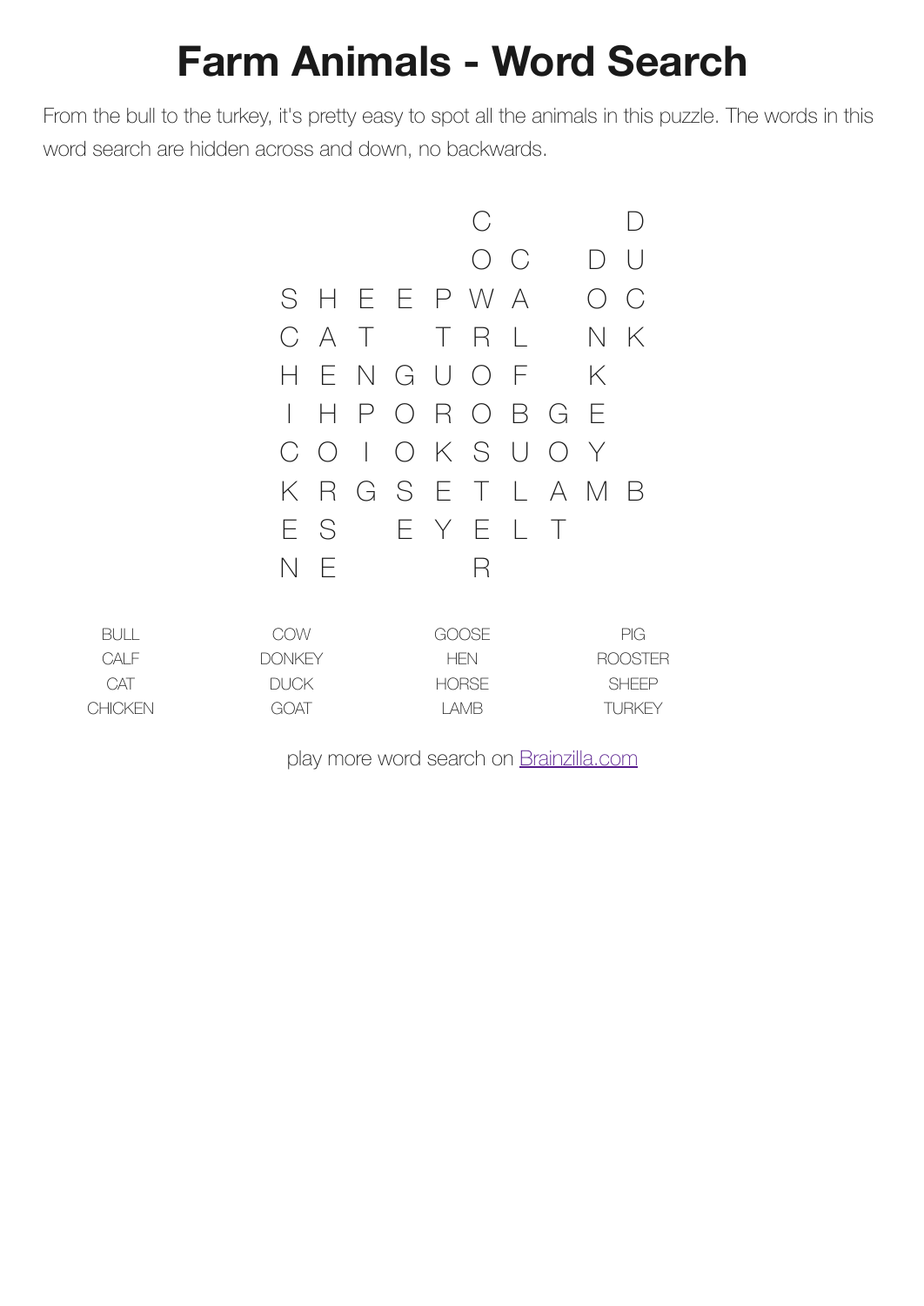# Farm Animals - Word Search

From the bull to the turkey, it's pretty easy to spot all the animals in this puzzle. The words in this word search are hidden across and down, no backwards.

| | | | | | | | | | |
|---|---|---|---|---|---|---|---|---|---|
| | | | | | C | | | | D |
| | | | | | O | C | | D | U |
| S | H | E | E | P | W | A | | O | C |
| C | A | T | | T | R | L | | N | K |
| H | E | N | G | U | O | F | | K | |
| I | H | P | O | R | O | B | G | E | |
| C | O | I | O | K | S | U | O | Y | |
| K | R | G | S | E | T | L | A | M | B |
| E | S | | E | Y | E | L | T | | |
| N | E | | | | R | | | | |

| | | | |
|---|---|---|---|
| BULL | COW | GOOSE | PIG |
| CALF | DONKEY | HEN | ROOSTER |
| CAT | DUCK | HORSE | SHEEP |
| CHICKEN | GOAT | LAMB | TURKEY |

play more word search on Brainzilla.com